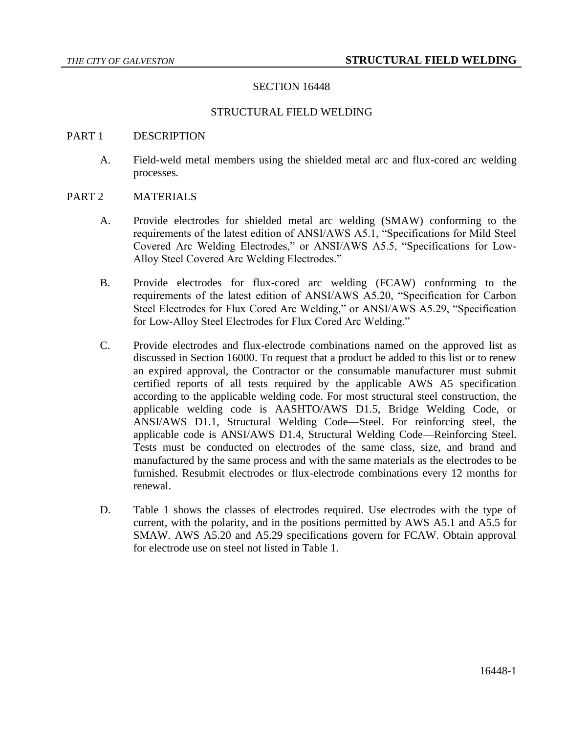# SECTION 16448

## STRUCTURAL FIELD WELDING

## PART 1 DESCRIPTION

A. Field-weld metal members using the shielded metal arc and flux-cored arc welding processes.

## PART 2 MATERIALS

A. Provide electrodes for shielded metal arc welding (SMAW) conforming to the requirements of the latest edition of ANSI/AWS A5.1, "Specifications for Mild Steel Covered Arc Welding Electrodes," or ANSI/AWS A5.5, "Specifications for Low-Alloy Steel Covered Arc Welding Electrodes."

B. Provide electrodes for flux-cored arc welding (FCAW) conforming to the requirements of the latest edition of ANSI/AWS A5.20, "Specification for Carbon Steel Electrodes for Flux Cored Arc Welding," or ANSI/AWS A5.29, "Specification for Low-Alloy Steel Electrodes for Flux Cored Arc Welding."

C. Provide electrodes and flux-electrode combinations named on the approved list as discussed in Section 16000. To request that a product be added to this list or to renew an expired approval, the Contractor or the consumable manufacturer must submit certified reports of all tests required by the applicable AWS A5 specification according to the applicable welding code. For most structural steel construction, the applicable welding code is AASHTO/AWS D1.5, Bridge Welding Code, or ANSI/AWS D1.1, Structural Welding Code—Steel. For reinforcing steel, the applicable code is ANSI/AWS D1.4, Structural Welding Code—Reinforcing Steel. Tests must be conducted on electrodes of the same class, size, and brand and manufactured by the same process and with the same materials as the electrodes to be furnished. Resubmit electrodes or flux-electrode combinations every 12 months for renewal.

D. Table 1 shows the classes of electrodes required. Use electrodes with the type of current, with the polarity, and in the positions permitted by AWS A5.1 and A5.5 for SMAW. AWS A5.20 and A5.29 specifications govern for FCAW. Obtain approval for electrode use on steel not listed in Table 1.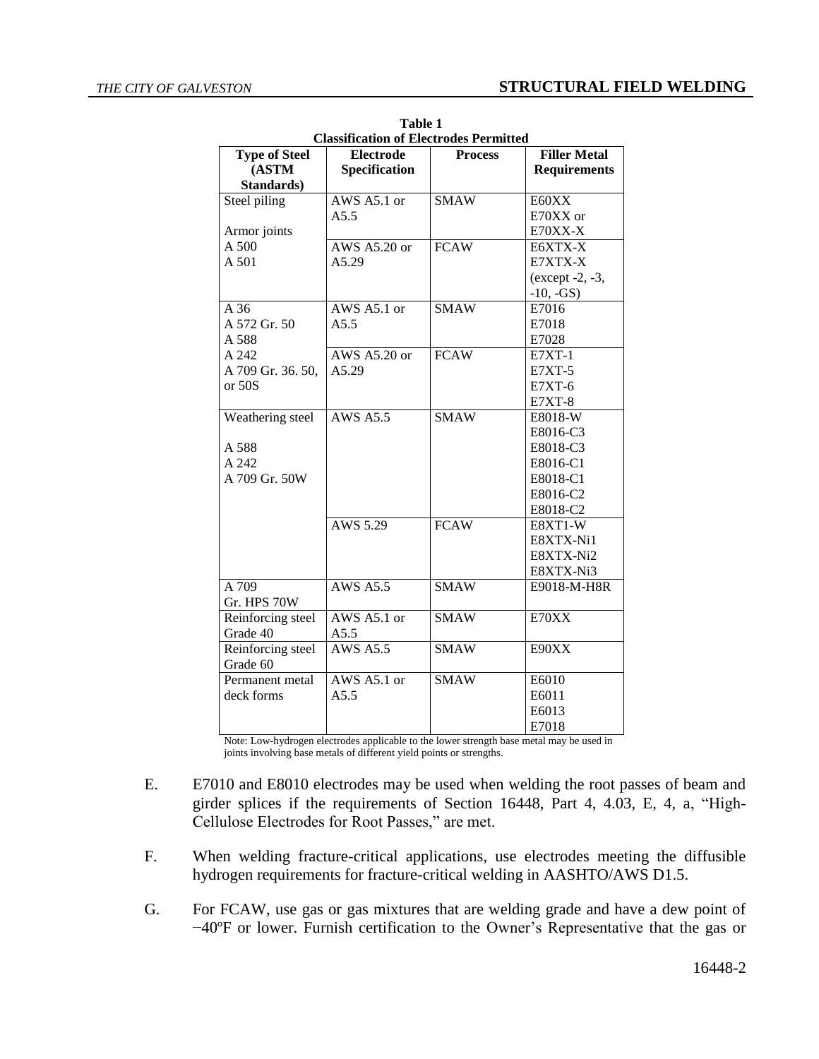**Table 1**
**Classification of Electrodes Permitted**

| Type of Steel (ASTM Standards) | Electrode Specification | Process | Filler Metal Requirements |
|---|---|---|---|
| Steel piling<br><br>Armor joints<br>A 500<br>A 501 | AWS A5.1 or A5.5 | SMAW | E60XX<br>E70XX or<br>E70XX-X |
| | AWS A5.20 or A5.29 | FCAW | E6XTX-X<br>E7XTX-X<br>(except -2, -3, -10, -GS) |
| A 36<br>A 572 Gr. 50<br>A 588<br>A 242<br>A 709 Gr. 36. 50, or 50S | AWS A5.1 or A5.5 | SMAW | E7016<br>E7018<br>E7028 |
| | AWS A5.20 or A5.29 | FCAW | E7XT-1<br>E7XT-5<br>E7XT-6<br>E7XT-8 |
| Weathering steel<br><br>A 588<br>A 242<br>A 709 Gr. 50W | AWS A5.5 | SMAW | E8018-W<br>E8016-C3<br>E8018-C3<br>E8016-C1<br>E8018-C1<br>E8016-C2<br>E8018-C2 |
| | AWS 5.29 | FCAW | E8XT1-W<br>E8XTX-Ni1<br>E8XTX-Ni2<br>E8XTX-Ni3 |
| A 709<br>Gr. HPS 70W | AWS A5.5 | SMAW | E9018-M-H8R |
| Reinforcing steel Grade 40 | AWS A5.1 or A5.5 | SMAW | E70XX |
| Reinforcing steel Grade 60 | AWS A5.5 | SMAW | E90XX |
| Permanent metal deck forms | AWS A5.1 or A5.5 | SMAW | E6010<br>E6011<br>E6013<br>E7018 |

Note: Low-hydrogen electrodes applicable to the lower strength base metal may be used in joints involving base metals of different yield points or strengths.

E. E7010 and E8010 electrodes may be used when welding the root passes of beam and girder splices if the requirements of Section 16448, Part 4, 4.03, E, 4, a, "High-Cellulose Electrodes for Root Passes," are met.

F. When welding fracture-critical applications, use electrodes meeting the diffusible hydrogen requirements for fracture-critical welding in AASHTO/AWS D1.5.

G. For FCAW, use gas or gas mixtures that are welding grade and have a dew point of −40ºF or lower. Furnish certification to the Owner's Representative that the gas or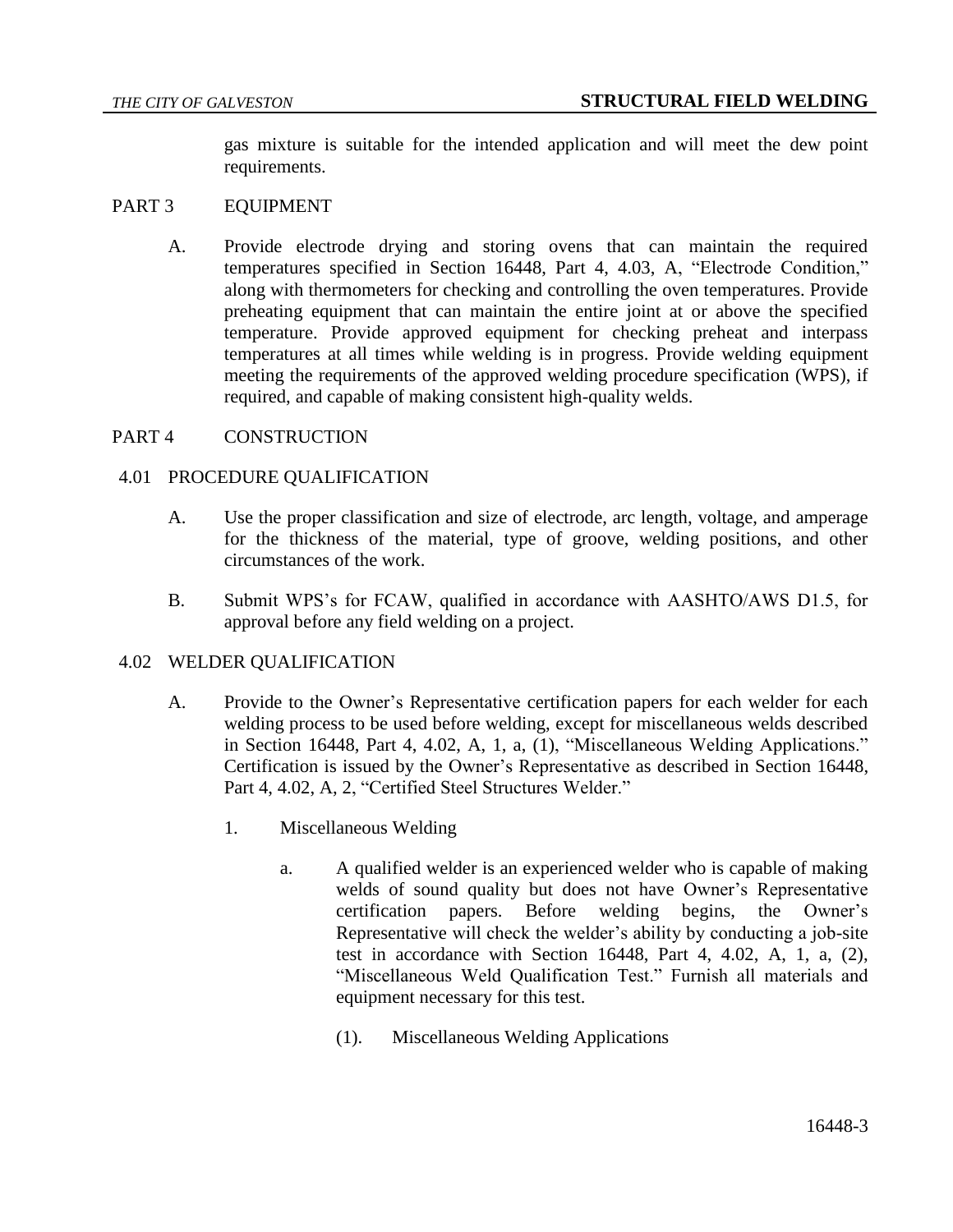gas mixture is suitable for the intended application and will meet the dew point requirements.

## PART 3 EQUIPMENT

A. Provide electrode drying and storing ovens that can maintain the required temperatures specified in Section 16448, Part 4, 4.03, A, "Electrode Condition," along with thermometers for checking and controlling the oven temperatures. Provide preheating equipment that can maintain the entire joint at or above the specified temperature. Provide approved equipment for checking preheat and interpass temperatures at all times while welding is in progress. Provide welding equipment meeting the requirements of the approved welding procedure specification (WPS), if required, and capable of making consistent high-quality welds.

## PART 4 CONSTRUCTION

### 4.01 PROCEDURE QUALIFICATION

A. Use the proper classification and size of electrode, arc length, voltage, and amperage for the thickness of the material, type of groove, welding positions, and other circumstances of the work.

B. Submit WPS's for FCAW, qualified in accordance with AASHTO/AWS D1.5, for approval before any field welding on a project.

### 4.02 WELDER QUALIFICATION

A. Provide to the Owner's Representative certification papers for each welder for each welding process to be used before welding, except for miscellaneous welds described in Section 16448, Part 4, 4.02, A, 1, a, (1), "Miscellaneous Welding Applications." Certification is issued by the Owner's Representative as described in Section 16448, Part 4, 4.02, A, 2, "Certified Steel Structures Welder."

1. Miscellaneous Welding

   a. A qualified welder is an experienced welder who is capable of making welds of sound quality but does not have Owner's Representative certification papers. Before welding begins, the Owner's Representative will check the welder's ability by conducting a job-site test in accordance with Section 16448, Part 4, 4.02, A, 1, a, (2), "Miscellaneous Weld Qualification Test." Furnish all materials and equipment necessary for this test.

      (1). Miscellaneous Welding Applications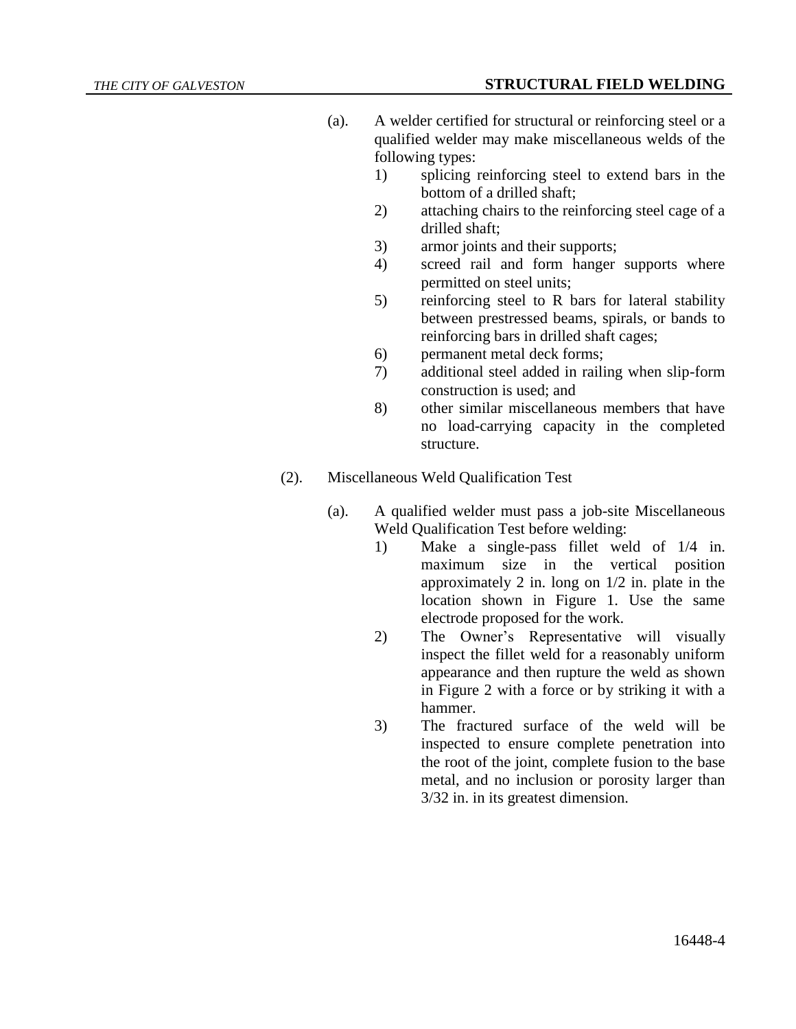(a). A welder certified for structural or reinforcing steel or a qualified welder may make miscellaneous welds of the following types:

1) splicing reinforcing steel to extend bars in the bottom of a drilled shaft;
2) attaching chairs to the reinforcing steel cage of a drilled shaft;
3) armor joints and their supports;
4) screed rail and form hanger supports where permitted on steel units;
5) reinforcing steel to R bars for lateral stability between prestressed beams, spirals, or bands to reinforcing bars in drilled shaft cages;
6) permanent metal deck forms;
7) additional steel added in railing when slip-form construction is used; and
8) other similar miscellaneous members that have no load-carrying capacity in the completed structure.

(2). Miscellaneous Weld Qualification Test

(a). A qualified welder must pass a job-site Miscellaneous Weld Qualification Test before welding:

1) Make a single-pass fillet weld of 1/4 in. maximum size in the vertical position approximately 2 in. long on 1/2 in. plate in the location shown in Figure 1. Use the same electrode proposed for the work.
2) The Owner's Representative will visually inspect the fillet weld for a reasonably uniform appearance and then rupture the weld as shown in Figure 2 with a force or by striking it with a hammer.
3) The fractured surface of the weld will be inspected to ensure complete penetration into the root of the joint, complete fusion to the base metal, and no inclusion or porosity larger than 3/32 in. in its greatest dimension.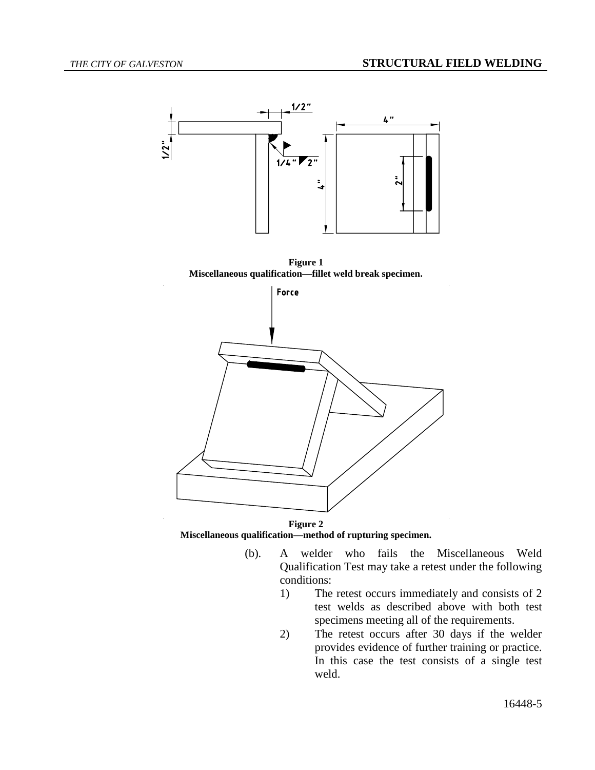**Figure 1**
**Miscellaneous qualification—fillet weld break specimen.**

**Figure 2**
**Miscellaneous qualification—method of rupturing specimen.**

(b). A welder who fails the Miscellaneous Weld Qualification Test may take a retest under the following conditions:

1) The retest occurs immediately and consists of 2 test welds as described above with both test specimens meeting all of the requirements.
2) The retest occurs after 30 days if the welder provides evidence of further training or practice. In this case the test consists of a single test weld.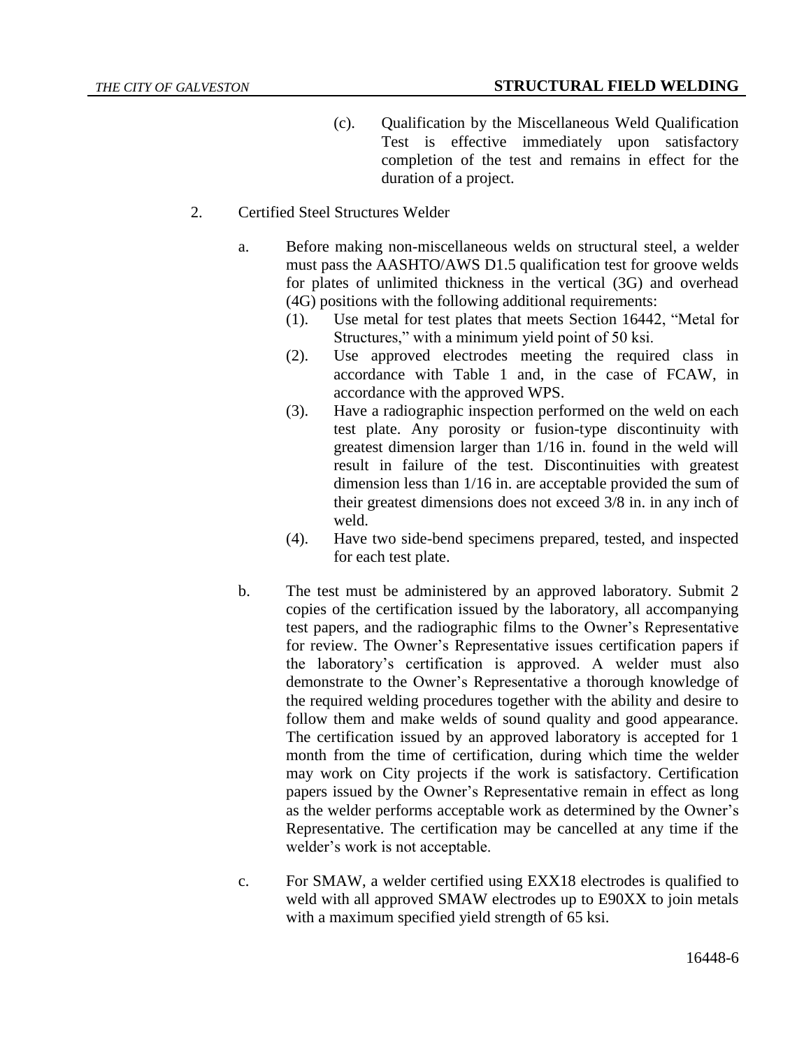(c). Qualification by the Miscellaneous Weld Qualification Test is effective immediately upon satisfactory completion of the test and remains in effect for the duration of a project.

2. Certified Steel Structures Welder

   a. Before making non-miscellaneous welds on structural steel, a welder must pass the AASHTO/AWS D1.5 qualification test for groove welds for plates of unlimited thickness in the vertical (3G) and overhead (4G) positions with the following additional requirements:

      (1). Use metal for test plates that meets Section 16442, "Metal for Structures," with a minimum yield point of 50 ksi.

      (2). Use approved electrodes meeting the required class in accordance with Table 1 and, in the case of FCAW, in accordance with the approved WPS.

      (3). Have a radiographic inspection performed on the weld on each test plate. Any porosity or fusion-type discontinuity with greatest dimension larger than 1/16 in. found in the weld will result in failure of the test. Discontinuities with greatest dimension less than 1/16 in. are acceptable provided the sum of their greatest dimensions does not exceed 3/8 in. in any inch of weld.

      (4). Have two side-bend specimens prepared, tested, and inspected for each test plate.

   b. The test must be administered by an approved laboratory. Submit 2 copies of the certification issued by the laboratory, all accompanying test papers, and the radiographic films to the Owner's Representative for review. The Owner's Representative issues certification papers if the laboratory's certification is approved. A welder must also demonstrate to the Owner's Representative a thorough knowledge of the required welding procedures together with the ability and desire to follow them and make welds of sound quality and good appearance. The certification issued by an approved laboratory is accepted for 1 month from the time of certification, during which time the welder may work on City projects if the work is satisfactory. Certification papers issued by the Owner's Representative remain in effect as long as the welder performs acceptable work as determined by the Owner's Representative. The certification may be cancelled at any time if the welder's work is not acceptable.

   c. For SMAW, a welder certified using EXX18 electrodes is qualified to weld with all approved SMAW electrodes up to E90XX to join metals with a maximum specified yield strength of 65 ksi.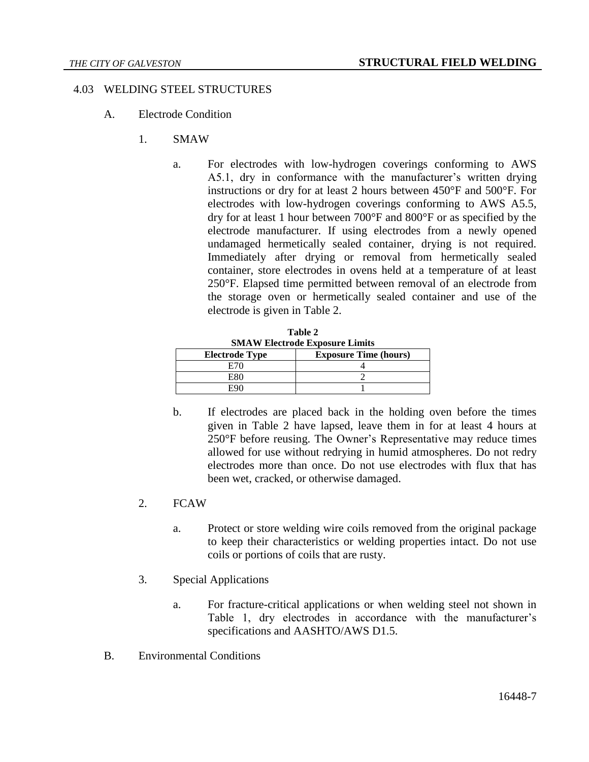4.03 WELDING STEEL STRUCTURES

A. Electrode Condition

1. SMAW

a. For electrodes with low-hydrogen coverings conforming to AWS A5.1, dry in conformance with the manufacturer's written drying instructions or dry for at least 2 hours between 450°F and 500°F. For electrodes with low-hydrogen coverings conforming to AWS A5.5, dry for at least 1 hour between 700°F and 800°F or as specified by the electrode manufacturer. If using electrodes from a newly opened undamaged hermetically sealed container, drying is not required. Immediately after drying or removal from hermetically sealed container, store electrodes in ovens held at a temperature of at least 250°F. Elapsed time permitted between removal of an electrode from the storage oven or hermetically sealed container and use of the electrode is given in Table 2.

**Table 2**
**SMAW Electrode Exposure Limits**

| Electrode Type | Exposure Time (hours) |
|---|---|
| E70 | 4 |
| E80 | 2 |
| E90 | 1 |

b. If electrodes are placed back in the holding oven before the times given in Table 2 have lapsed, leave them in for at least 4 hours at 250°F before reusing. The Owner's Representative may reduce times allowed for use without redrying in humid atmospheres. Do not redry electrodes more than once. Do not use electrodes with flux that has been wet, cracked, or otherwise damaged.

2. FCAW

a. Protect or store welding wire coils removed from the original package to keep their characteristics or welding properties intact. Do not use coils or portions of coils that are rusty.

3. Special Applications

a. For fracture-critical applications or when welding steel not shown in Table 1, dry electrodes in accordance with the manufacturer's specifications and AASHTO/AWS D1.5.

B. Environmental Conditions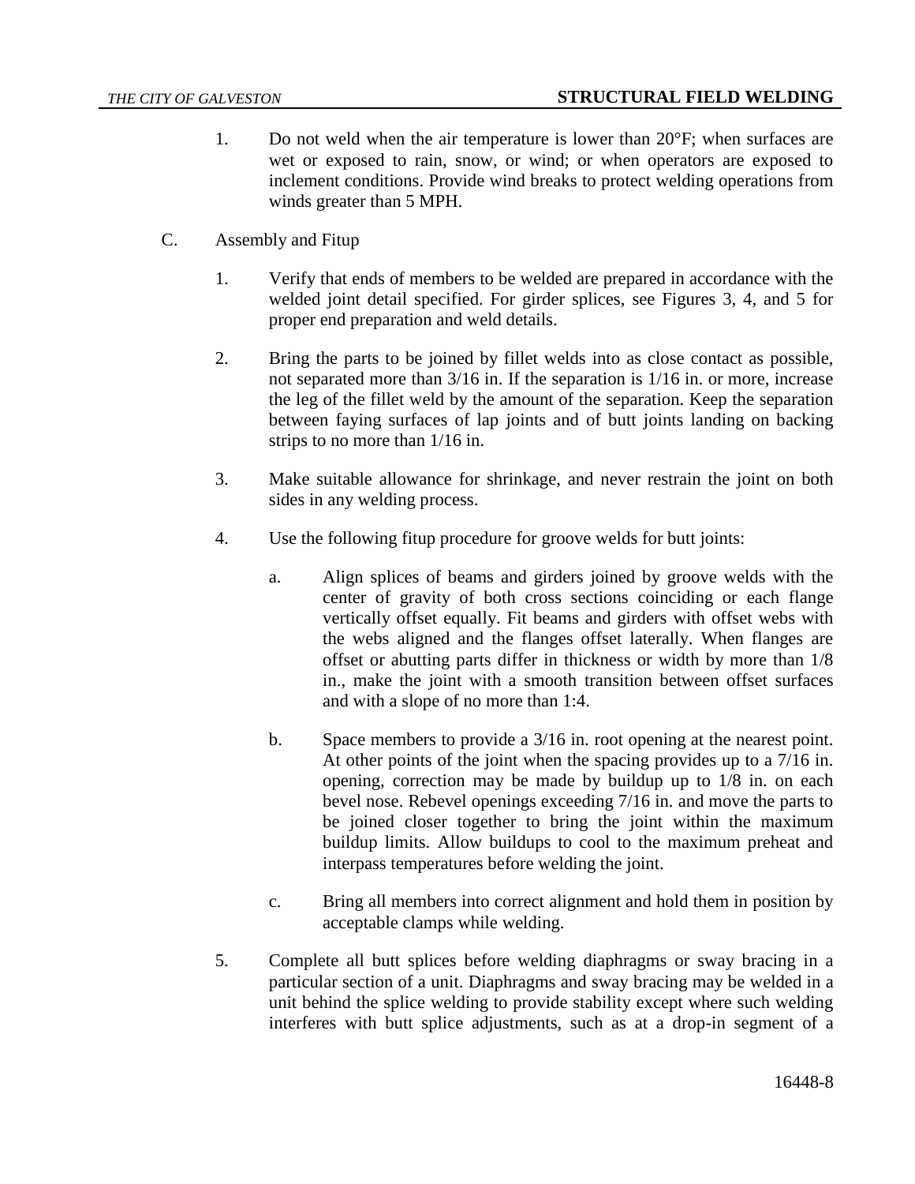1. Do not weld when the air temperature is lower than 20°F; when surfaces are wet or exposed to rain, snow, or wind; or when operators are exposed to inclement conditions. Provide wind breaks to protect welding operations from winds greater than 5 MPH.

C. Assembly and Fitup

1. Verify that ends of members to be welded are prepared in accordance with the welded joint detail specified. For girder splices, see Figures 3, 4, and 5 for proper end preparation and weld details.

2. Bring the parts to be joined by fillet welds into as close contact as possible, not separated more than 3/16 in. If the separation is 1/16 in. or more, increase the leg of the fillet weld by the amount of the separation. Keep the separation between faying surfaces of lap joints and of butt joints landing on backing strips to no more than 1/16 in.

3. Make suitable allowance for shrinkage, and never restrain the joint on both sides in any welding process.

4. Use the following fitup procedure for groove welds for butt joints:

   a. Align splices of beams and girders joined by groove welds with the center of gravity of both cross sections coinciding or each flange vertically offset equally. Fit beams and girders with offset webs with the webs aligned and the flanges offset laterally. When flanges are offset or abutting parts differ in thickness or width by more than 1/8 in., make the joint with a smooth transition between offset surfaces and with a slope of no more than 1:4.

   b. Space members to provide a 3/16 in. root opening at the nearest point. At other points of the joint when the spacing provides up to a 7/16 in. opening, correction may be made by buildup up to 1/8 in. on each bevel nose. Rebevel openings exceeding 7/16 in. and move the parts to be joined closer together to bring the joint within the maximum buildup limits. Allow buildups to cool to the maximum preheat and interpass temperatures before welding the joint.

   c. Bring all members into correct alignment and hold them in position by acceptable clamps while welding.

5. Complete all butt splices before welding diaphragms or sway bracing in a particular section of a unit. Diaphragms and sway bracing may be welded in a unit behind the splice welding to provide stability except where such welding interferes with butt splice adjustments, such as at a drop-in segment of a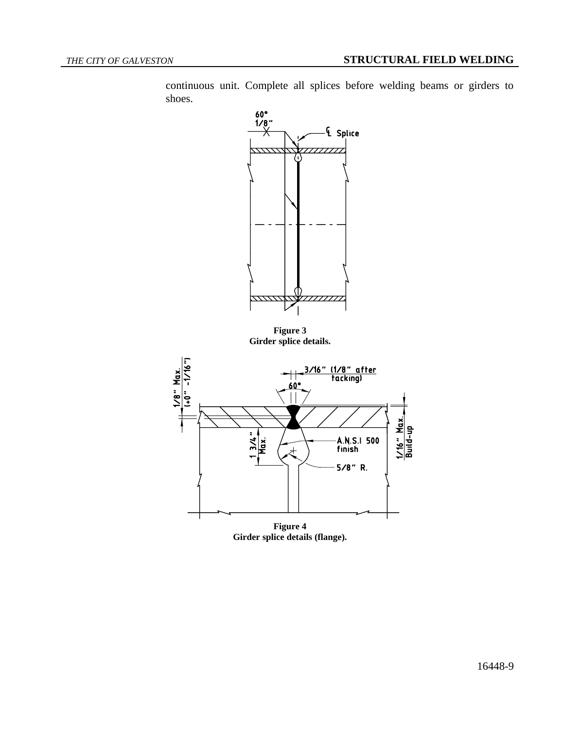continuous unit. Complete all splices before welding beams or girders to shoes.

**Figure 3**
**Girder splice details.**

**Figure 4**
**Girder splice details (flange).**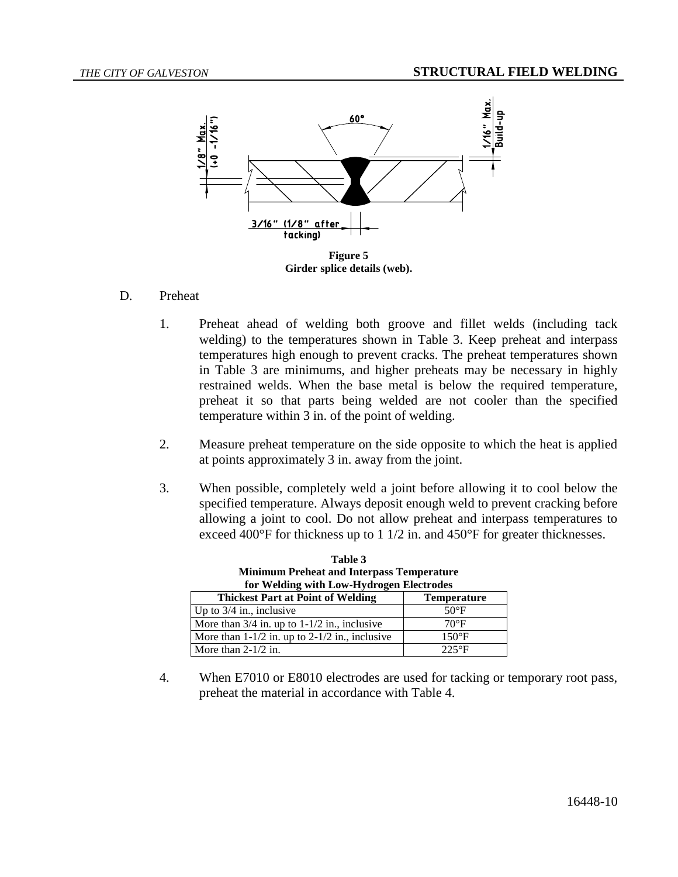**Figure 5**
**Girder splice details (web).**

D. Preheat

1. Preheat ahead of welding both groove and fillet welds (including tack welding) to the temperatures shown in Table 3. Keep preheat and interpass temperatures high enough to prevent cracks. The preheat temperatures shown in Table 3 are minimums, and higher preheats may be necessary in highly restrained welds. When the base metal is below the required temperature, preheat it so that parts being welded are not cooler than the specified temperature within 3 in. of the point of welding.

2. Measure preheat temperature on the side opposite to which the heat is applied at points approximately 3 in. away from the joint.

3. When possible, completely weld a joint before allowing it to cool below the specified temperature. Always deposit enough weld to prevent cracking before allowing a joint to cool. Do not allow preheat and interpass temperatures to exceed 400°F for thickness up to 1 1/2 in. and 450°F for greater thicknesses.

**Table 3**
**Minimum Preheat and Interpass Temperature for Welding with Low-Hydrogen Electrodes**

| Thickest Part at Point of Welding | Temperature |
|---|---|
| Up to 3/4 in., inclusive | 50°F |
| More than 3/4 in. up to 1-1/2 in., inclusive | 70°F |
| More than 1-1/2 in. up to 2-1/2 in., inclusive | 150°F |
| More than 2-1/2 in. | 225°F |

4. When E7010 or E8010 electrodes are used for tacking or temporary root pass, preheat the material in accordance with Table 4.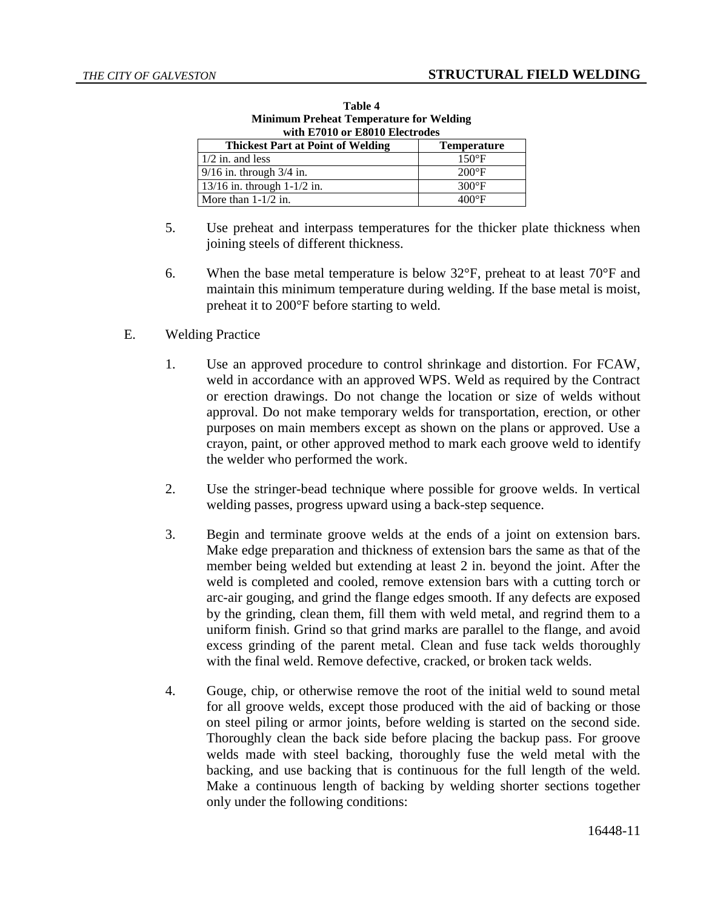**Table 4**
**Minimum Preheat Temperature for Welding with E7010 or E8010 Electrodes**

| Thickest Part at Point of Welding | Temperature |
|---|---|
| 1/2 in. and less | 150°F |
| 9/16 in. through 3/4 in. | 200°F |
| 13/16 in. through 1-1/2 in. | 300°F |
| More than 1-1/2 in. | 400°F |

5. Use preheat and interpass temperatures for the thicker plate thickness when joining steels of different thickness.

6. When the base metal temperature is below 32°F, preheat to at least 70°F and maintain this minimum temperature during welding. If the base metal is moist, preheat it to 200°F before starting to weld.

E. Welding Practice

1. Use an approved procedure to control shrinkage and distortion. For FCAW, weld in accordance with an approved WPS. Weld as required by the Contract or erection drawings. Do not change the location or size of welds without approval. Do not make temporary welds for transportation, erection, or other purposes on main members except as shown on the plans or approved. Use a crayon, paint, or other approved method to mark each groove weld to identify the welder who performed the work.

2. Use the stringer-bead technique where possible for groove welds. In vertical welding passes, progress upward using a back-step sequence.

3. Begin and terminate groove welds at the ends of a joint on extension bars. Make edge preparation and thickness of extension bars the same as that of the member being welded but extending at least 2 in. beyond the joint. After the weld is completed and cooled, remove extension bars with a cutting torch or arc-air gouging, and grind the flange edges smooth. If any defects are exposed by the grinding, clean them, fill them with weld metal, and regrind them to a uniform finish. Grind so that grind marks are parallel to the flange, and avoid excess grinding of the parent metal. Clean and fuse tack welds thoroughly with the final weld. Remove defective, cracked, or broken tack welds.

4. Gouge, chip, or otherwise remove the root of the initial weld to sound metal for all groove welds, except those produced with the aid of backing or those on steel piling or armor joints, before welding is started on the second side. Thoroughly clean the back side before placing the backup pass. For groove welds made with steel backing, thoroughly fuse the weld metal with the backing, and use backing that is continuous for the full length of the weld. Make a continuous length of backing by welding shorter sections together only under the following conditions: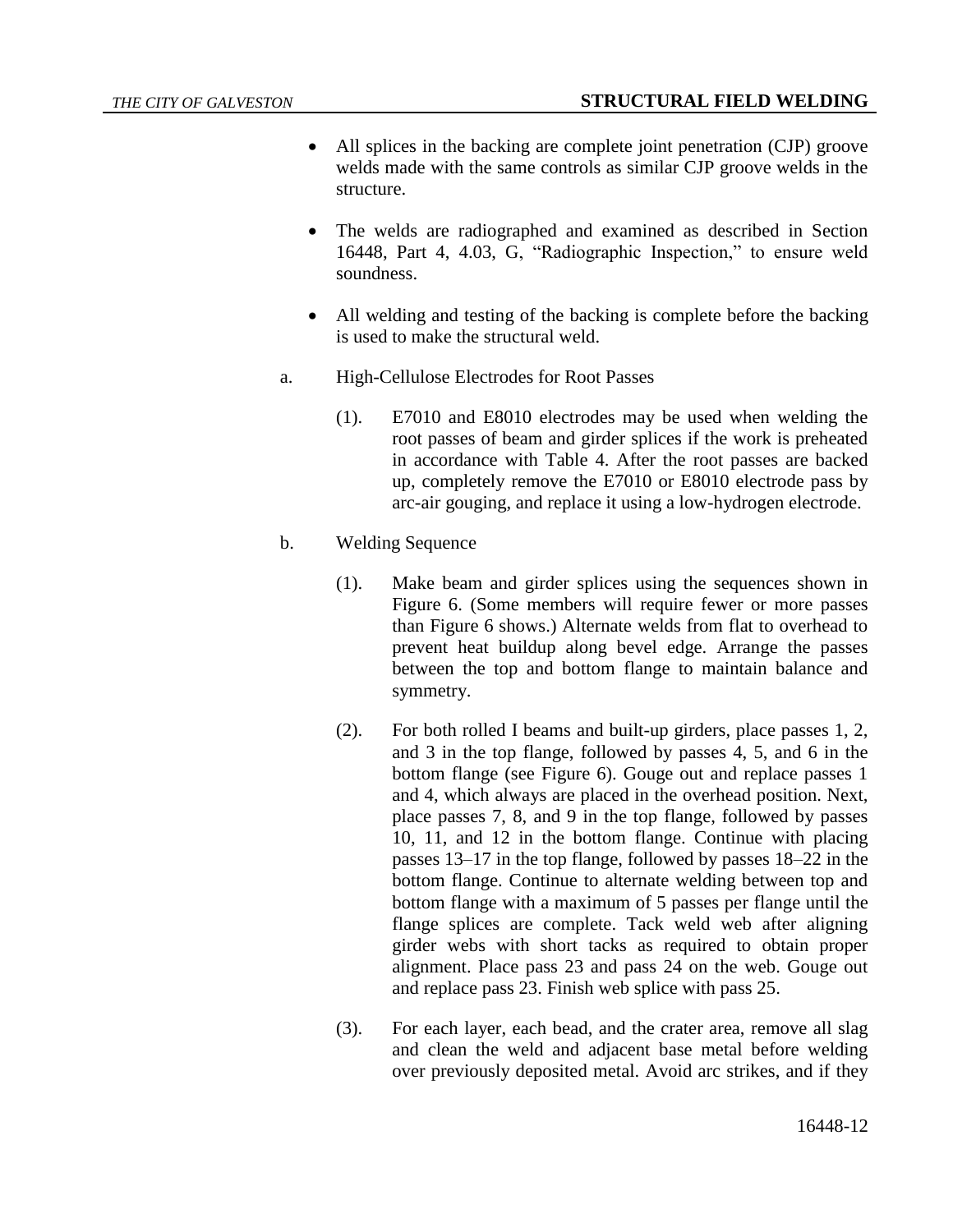- All splices in the backing are complete joint penetration (CJP) groove welds made with the same controls as similar CJP groove welds in the structure.

- The welds are radiographed and examined as described in Section 16448, Part 4, 4.03, G, "Radiographic Inspection," to ensure weld soundness.

- All welding and testing of the backing is complete before the backing is used to make the structural weld.

a. High-Cellulose Electrodes for Root Passes

   (1). E7010 and E8010 electrodes may be used when welding the root passes of beam and girder splices if the work is preheated in accordance with Table 4. After the root passes are backed up, completely remove the E7010 or E8010 electrode pass by arc-air gouging, and replace it using a low-hydrogen electrode.

b. Welding Sequence

   (1). Make beam and girder splices using the sequences shown in Figure 6. (Some members will require fewer or more passes than Figure 6 shows.) Alternate welds from flat to overhead to prevent heat buildup along bevel edge. Arrange the passes between the top and bottom flange to maintain balance and symmetry.

   (2). For both rolled I beams and built-up girders, place passes 1, 2, and 3 in the top flange, followed by passes 4, 5, and 6 in the bottom flange (see Figure 6). Gouge out and replace passes 1 and 4, which always are placed in the overhead position. Next, place passes 7, 8, and 9 in the top flange, followed by passes 10, 11, and 12 in the bottom flange. Continue with placing passes 13–17 in the top flange, followed by passes 18–22 in the bottom flange. Continue to alternate welding between top and bottom flange with a maximum of 5 passes per flange until the flange splices are complete. Tack weld web after aligning girder webs with short tacks as required to obtain proper alignment. Place pass 23 and pass 24 on the web. Gouge out and replace pass 23. Finish web splice with pass 25.

   (3). For each layer, each bead, and the crater area, remove all slag and clean the weld and adjacent base metal before welding over previously deposited metal. Avoid arc strikes, and if they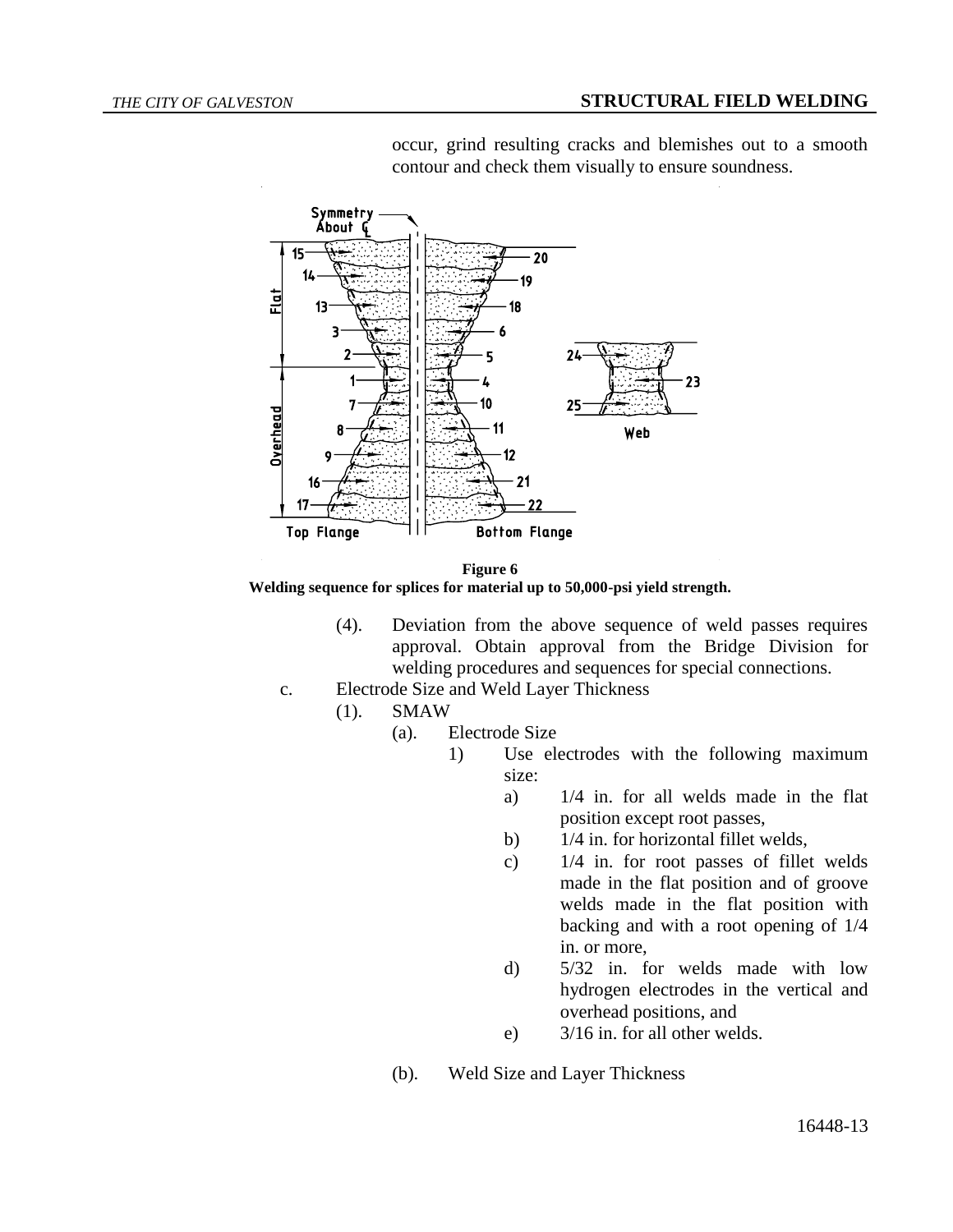occur, grind resulting cracks and blemishes out to a smooth contour and check them visually to ensure soundness.

**Figure 6**
**Welding sequence for splices for material up to 50,000-psi yield strength.**

(4). Deviation from the above sequence of weld passes requires approval. Obtain approval from the Bridge Division for welding procedures and sequences for special connections.

c. Electrode Size and Weld Layer Thickness

(1). SMAW

(a). Electrode Size

1) Use electrodes with the following maximum size:

a) 1/4 in. for all welds made in the flat position except root passes,

b) 1/4 in. for horizontal fillet welds,

c) 1/4 in. for root passes of fillet welds made in the flat position and of groove welds made in the flat position with backing and with a root opening of 1/4 in. or more,

d) 5/32 in. for welds made with low hydrogen electrodes in the vertical and overhead positions, and

e) 3/16 in. for all other welds.

(b). Weld Size and Layer Thickness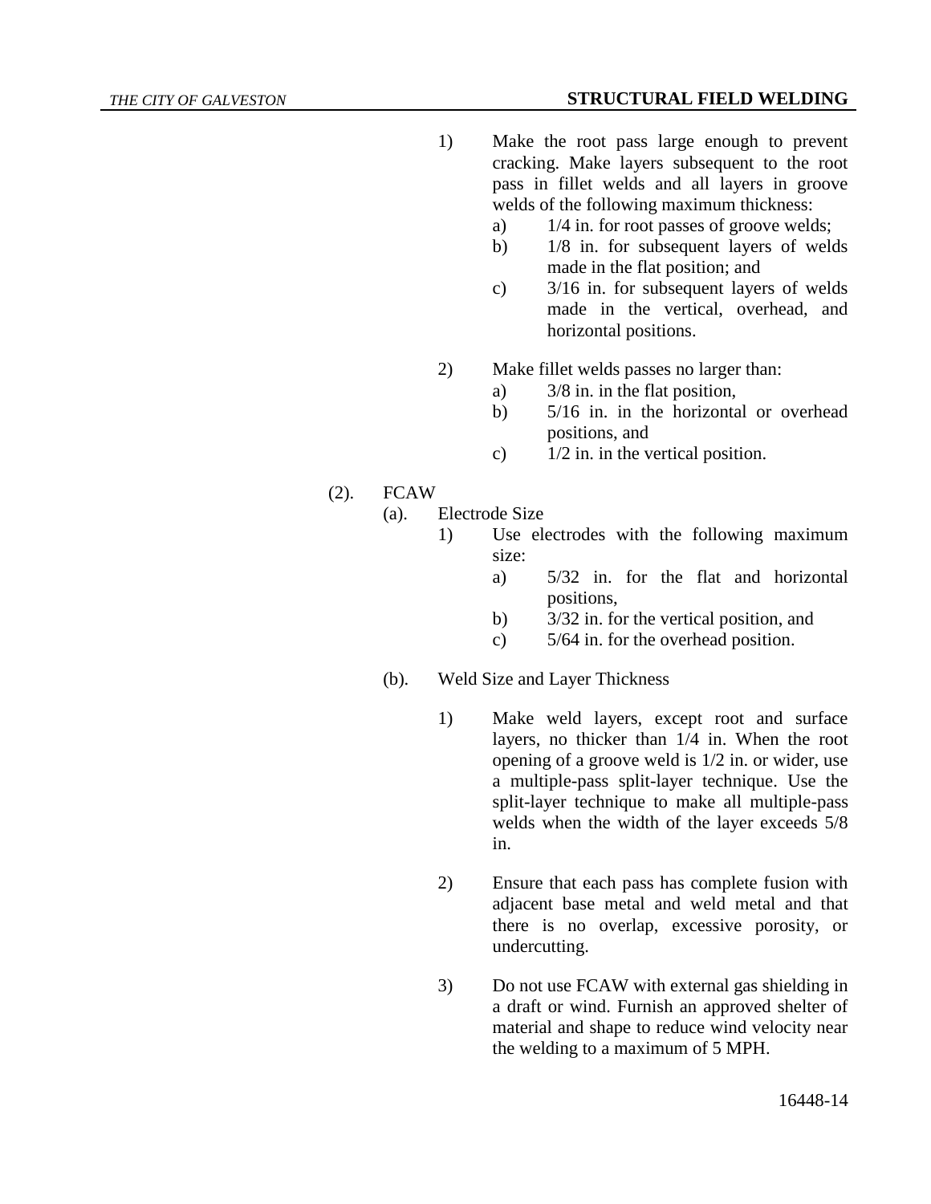1) Make the root pass large enough to prevent cracking. Make layers subsequent to the root pass in fillet welds and all layers in groove welds of the following maximum thickness:
   - a) 1/4 in. for root passes of groove welds;
   - b) 1/8 in. for subsequent layers of welds made in the flat position; and
   - c) 3/16 in. for subsequent layers of welds made in the vertical, overhead, and horizontal positions.

2) Make fillet welds passes no larger than:
   - a) 3/8 in. in the flat position,
   - b) 5/16 in. in the horizontal or overhead positions, and
   - c) 1/2 in. in the vertical position.

(2). FCAW

(a). Electrode Size

1) Use electrodes with the following maximum size:
   - a) 5/32 in. for the flat and horizontal positions,
   - b) 3/32 in. for the vertical position, and
   - c) 5/64 in. for the overhead position.

(b). Weld Size and Layer Thickness

1) Make weld layers, except root and surface layers, no thicker than 1/4 in. When the root opening of a groove weld is 1/2 in. or wider, use a multiple-pass split-layer technique. Use the split-layer technique to make all multiple-pass welds when the width of the layer exceeds 5/8 in.

2) Ensure that each pass has complete fusion with adjacent base metal and weld metal and that there is no overlap, excessive porosity, or undercutting.

3) Do not use FCAW with external gas shielding in a draft or wind. Furnish an approved shelter of material and shape to reduce wind velocity near the welding to a maximum of 5 MPH.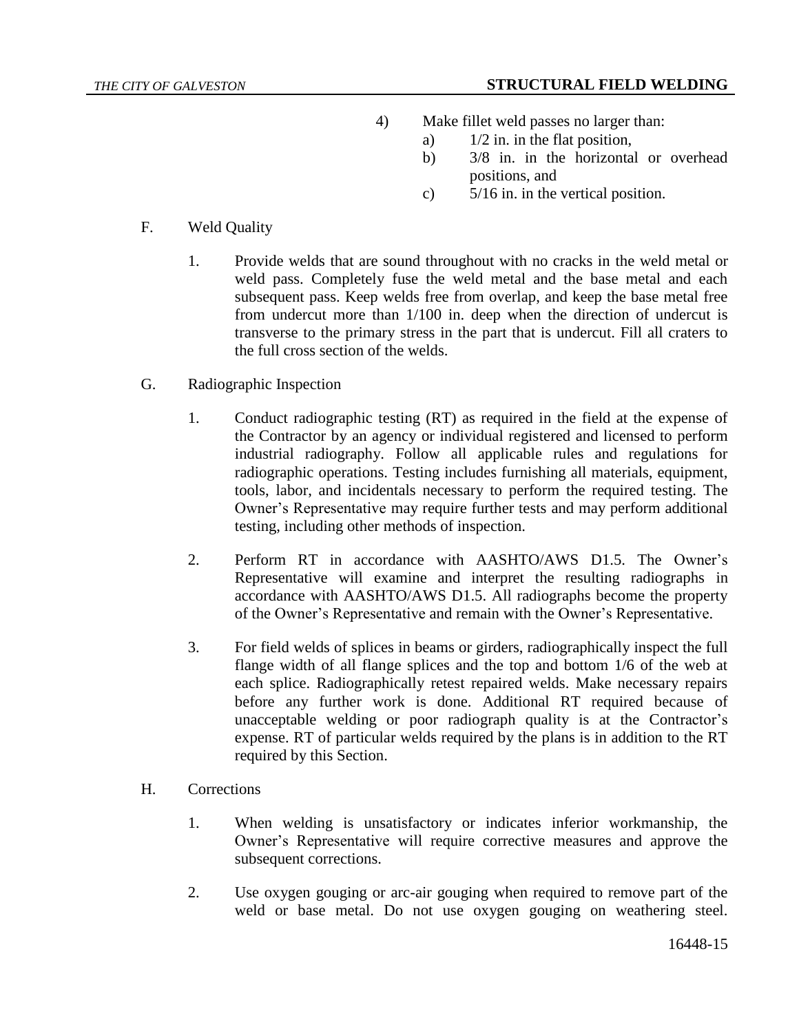4) Make fillet weld passes no larger than:
   a) 1/2 in. in the flat position,
   b) 3/8 in. in the horizontal or overhead positions, and
   c) 5/16 in. in the vertical position.

F. Weld Quality

1. Provide welds that are sound throughout with no cracks in the weld metal or weld pass. Completely fuse the weld metal and the base metal and each subsequent pass. Keep welds free from overlap, and keep the base metal free from undercut more than 1/100 in. deep when the direction of undercut is transverse to the primary stress in the part that is undercut. Fill all craters to the full cross section of the welds.

G. Radiographic Inspection

1. Conduct radiographic testing (RT) as required in the field at the expense of the Contractor by an agency or individual registered and licensed to perform industrial radiography. Follow all applicable rules and regulations for radiographic operations. Testing includes furnishing all materials, equipment, tools, labor, and incidentals necessary to perform the required testing. The Owner's Representative may require further tests and may perform additional testing, including other methods of inspection.

2. Perform RT in accordance with AASHTO/AWS D1.5. The Owner's Representative will examine and interpret the resulting radiographs in accordance with AASHTO/AWS D1.5. All radiographs become the property of the Owner's Representative and remain with the Owner's Representative.

3. For field welds of splices in beams or girders, radiographically inspect the full flange width of all flange splices and the top and bottom 1/6 of the web at each splice. Radiographically retest repaired welds. Make necessary repairs before any further work is done. Additional RT required because of unacceptable welding or poor radiograph quality is at the Contractor's expense. RT of particular welds required by the plans is in addition to the RT required by this Section.

H. Corrections

1. When welding is unsatisfactory or indicates inferior workmanship, the Owner's Representative will require corrective measures and approve the subsequent corrections.

2. Use oxygen gouging or arc-air gouging when required to remove part of the weld or base metal. Do not use oxygen gouging on weathering steel.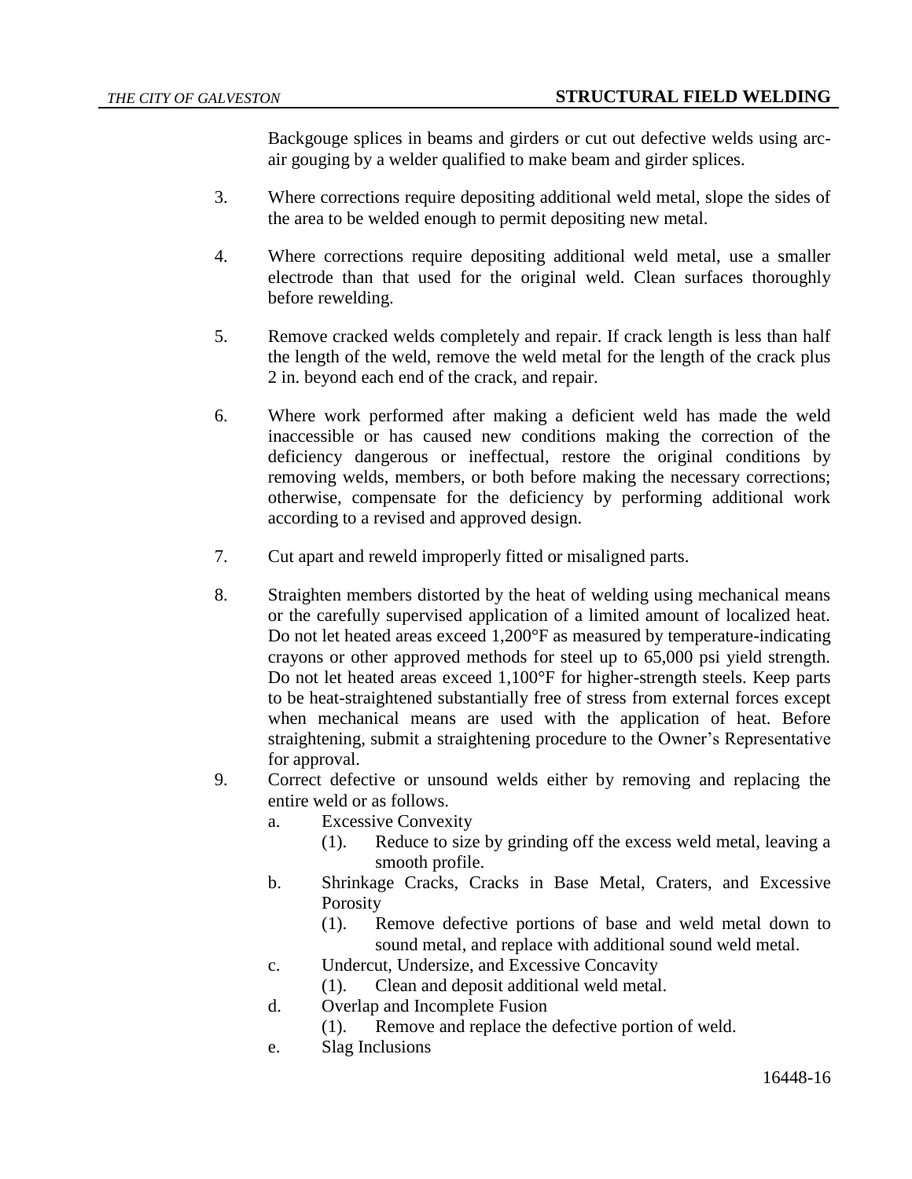Backgouge splices in beams and girders or cut out defective welds using arc-air gouging by a welder qualified to make beam and girder splices.

3. Where corrections require depositing additional weld metal, slope the sides of the area to be welded enough to permit depositing new metal.

4. Where corrections require depositing additional weld metal, use a smaller electrode than that used for the original weld. Clean surfaces thoroughly before rewelding.

5. Remove cracked welds completely and repair. If crack length is less than half the length of the weld, remove the weld metal for the length of the crack plus 2 in. beyond each end of the crack, and repair.

6. Where work performed after making a deficient weld has made the weld inaccessible or has caused new conditions making the correction of the deficiency dangerous or ineffectual, restore the original conditions by removing welds, members, or both before making the necessary corrections; otherwise, compensate for the deficiency by performing additional work according to a revised and approved design.

7. Cut apart and reweld improperly fitted or misaligned parts.

8. Straighten members distorted by the heat of welding using mechanical means or the carefully supervised application of a limited amount of localized heat. Do not let heated areas exceed 1,200°F as measured by temperature-indicating crayons or other approved methods for steel up to 65,000 psi yield strength. Do not let heated areas exceed 1,100°F for higher-strength steels. Keep parts to be heat-straightened substantially free of stress from external forces except when mechanical means are used with the application of heat. Before straightening, submit a straightening procedure to the Owner's Representative for approval.

9. Correct defective or unsound welds either by removing and replacing the entire weld or as follows.
   a. Excessive Convexity
      (1). Reduce to size by grinding off the excess weld metal, leaving a smooth profile.
   b. Shrinkage Cracks, Cracks in Base Metal, Craters, and Excessive Porosity
      (1). Remove defective portions of base and weld metal down to sound metal, and replace with additional sound weld metal.
   c. Undercut, Undersize, and Excessive Concavity
      (1). Clean and deposit additional weld metal.
   d. Overlap and Incomplete Fusion
      (1). Remove and replace the defective portion of weld.
   e. Slag Inclusions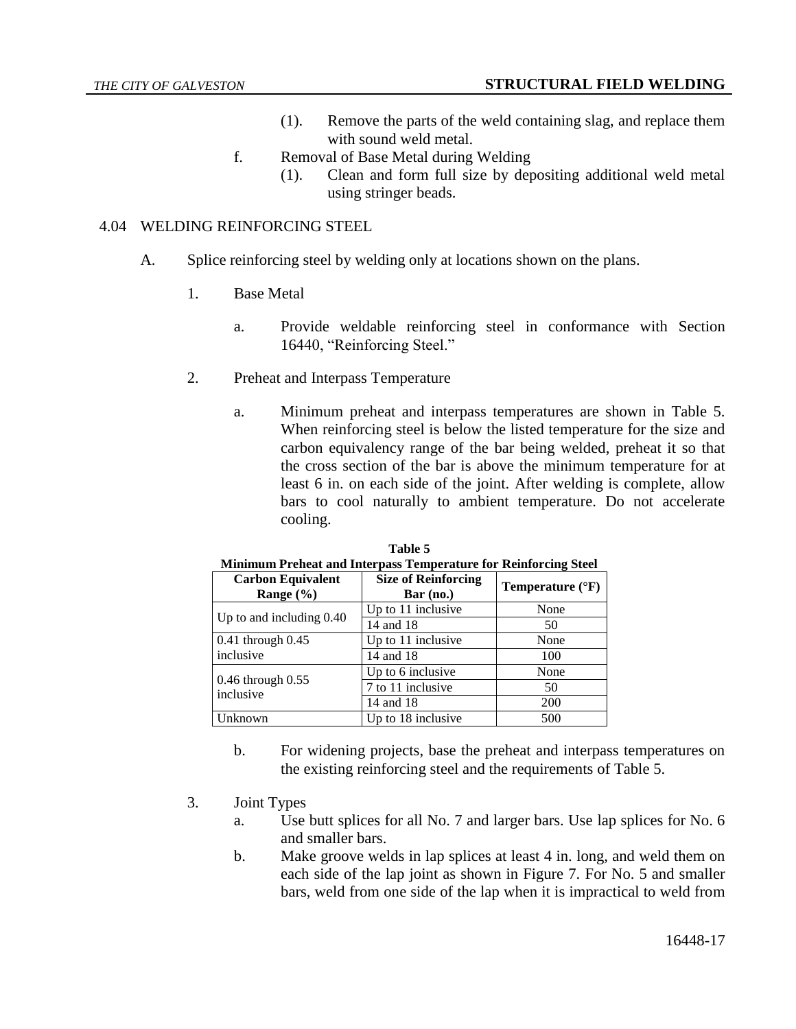(1). Remove the parts of the weld containing slag, and replace them with sound weld metal.

f. Removal of Base Metal during Welding

(1). Clean and form full size by depositing additional weld metal using stringer beads.

4.04 WELDING REINFORCING STEEL

A. Splice reinforcing steel by welding only at locations shown on the plans.

1. Base Metal

a. Provide weldable reinforcing steel in conformance with Section 16440, "Reinforcing Steel."

2. Preheat and Interpass Temperature

a. Minimum preheat and interpass temperatures are shown in Table 5. When reinforcing steel is below the listed temperature for the size and carbon equivalency range of the bar being welded, preheat it so that the cross section of the bar is above the minimum temperature for at least 6 in. on each side of the joint. After welding is complete, allow bars to cool naturally to ambient temperature. Do not accelerate cooling.

**Table 5**
**Minimum Preheat and Interpass Temperature for Reinforcing Steel**

| Carbon Equivalent Range (%) | Size of Reinforcing Bar (no.) | Temperature (°F) |
|---|---|---|
| Up to and including 0.40 | Up to 11 inclusive | None |
| | 14 and 18 | 50 |
| 0.41 through 0.45 inclusive | Up to 11 inclusive | None |
| | 14 and 18 | 100 |
| 0.46 through 0.55 inclusive | Up to 6 inclusive | None |
| | 7 to 11 inclusive | 50 |
| | 14 and 18 | 200 |
| Unknown | Up to 18 inclusive | 500 |

b. For widening projects, base the preheat and interpass temperatures on the existing reinforcing steel and the requirements of Table 5.

3. Joint Types

a. Use butt splices for all No. 7 and larger bars. Use lap splices for No. 6 and smaller bars.

b. Make groove welds in lap splices at least 4 in. long, and weld them on each side of the lap joint as shown in Figure 7. For No. 5 and smaller bars, weld from one side of the lap when it is impractical to weld from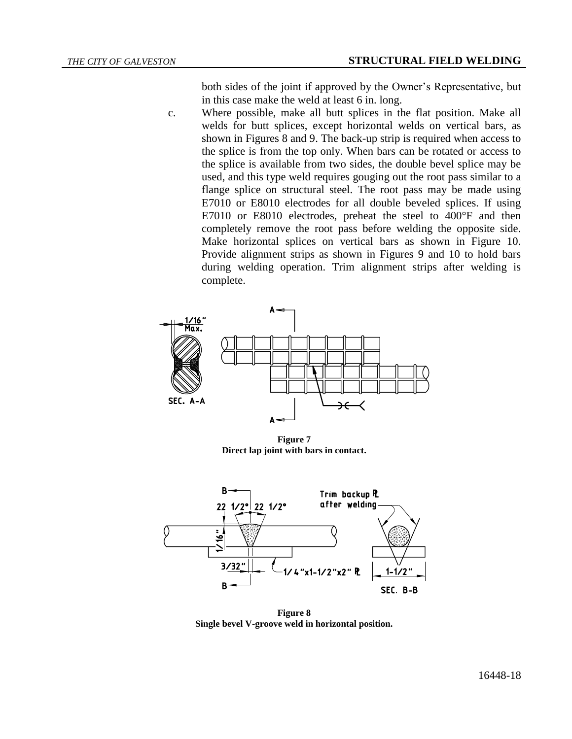both sides of the joint if approved by the Owner's Representative, but in this case make the weld at least 6 in. long.

c. Where possible, make all butt splices in the flat position. Make all welds for butt splices, except horizontal welds on vertical bars, as shown in Figures 8 and 9. The back-up strip is required when access to the splice is from the top only. When bars can be rotated or access to the splice is available from two sides, the double bevel splice may be used, and this type weld requires gouging out the root pass similar to a flange splice on structural steel. The root pass may be made using E7010 or E8010 electrodes for all double beveled splices. If using E7010 or E8010 electrodes, preheat the steel to 400°F and then completely remove the root pass before welding the opposite side. Make horizontal splices on vertical bars as shown in Figure 10. Provide alignment strips as shown in Figures 9 and 10 to hold bars during welding operation. Trim alignment strips after welding is complete.

**Figure 7**
**Direct lap joint with bars in contact.**

**Figure 8**
**Single bevel V-groove weld in horizontal position.**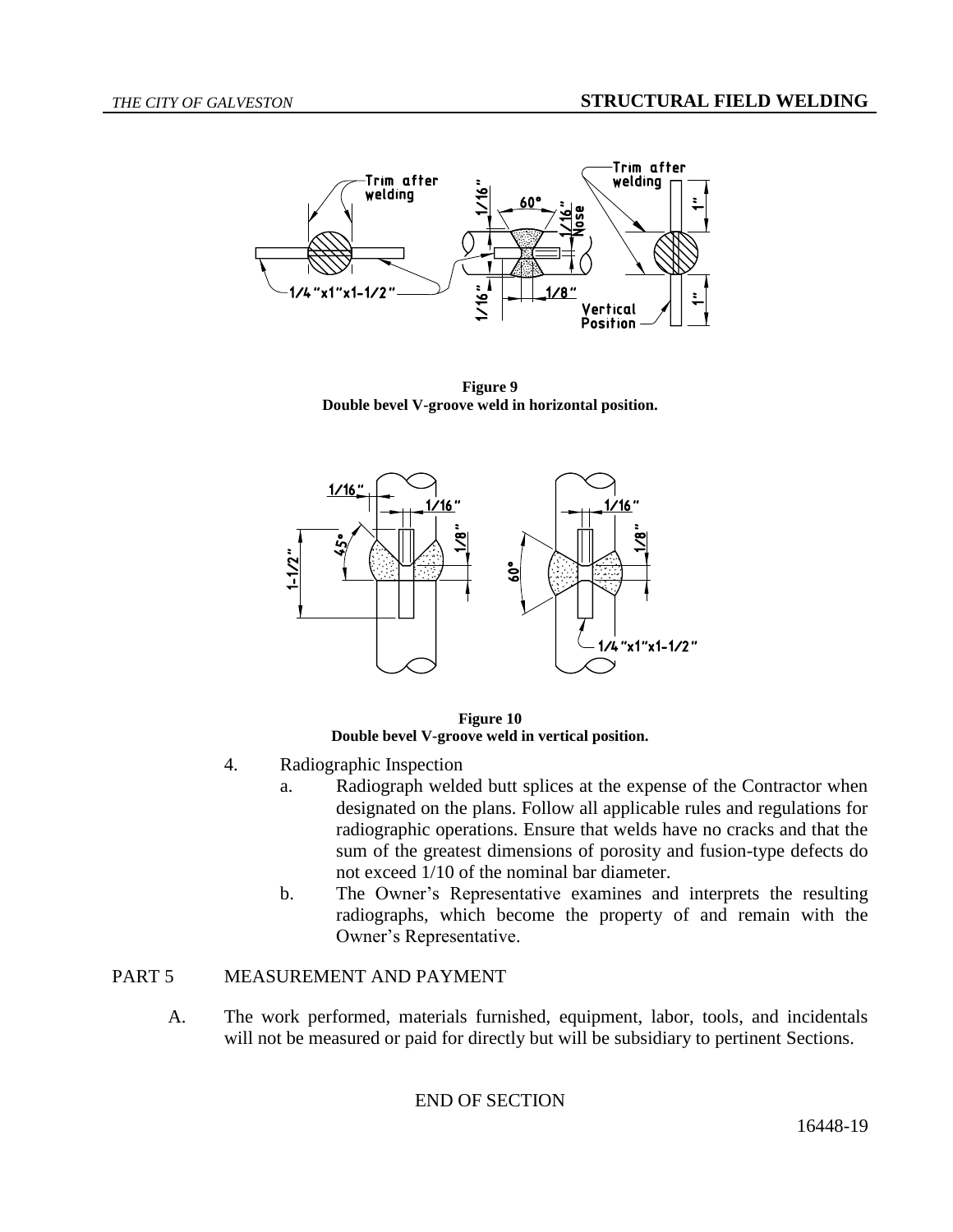Figure 9
Double bevel V-groove weld in horizontal position.

Figure 10
Double bevel V-groove weld in vertical position.

4. Radiographic Inspection
   a. Radiograph welded butt splices at the expense of the Contractor when designated on the plans. Follow all applicable rules and regulations for radiographic operations. Ensure that welds have no cracks and that the sum of the greatest dimensions of porosity and fusion-type defects do not exceed 1/10 of the nominal bar diameter.
   b. The Owner's Representative examines and interprets the resulting radiographs, which become the property of and remain with the Owner's Representative.

## PART 5 MEASUREMENT AND PAYMENT

A. The work performed, materials furnished, equipment, labor, tools, and incidentals will not be measured or paid for directly but will be subsidiary to pertinent Sections.

END OF SECTION